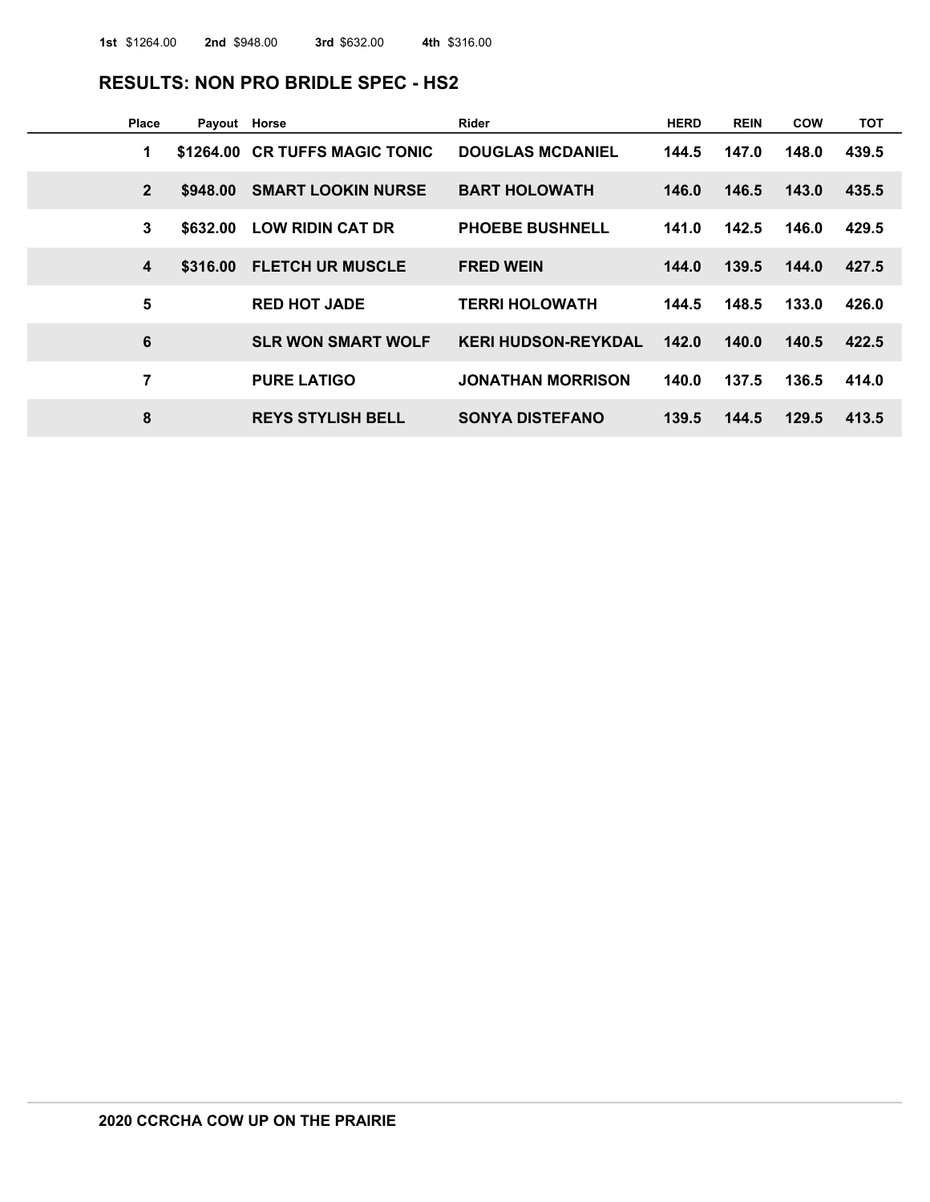**1st** $1264.00 **2nd** $948.00 **3rd** $632.00 **4th** $316.00

## RESULTS: NON PRO BRIDLE SPEC - HS2

| Place | Payout | Horse | Rider | HERD | REIN | COW | TOT |
|---|---|---|---|---|---|---|---|
| 1 | $1264.00 | CR TUFFS MAGIC TONIC | DOUGLAS MCDANIEL | 144.5 | 147.0 | 148.0 | 439.5 |
| 2 | $948.00 | SMART LOOKIN NURSE | BART HOLOWATH | 146.0 | 146.5 | 143.0 | 435.5 |
| 3 | $632.00 | LOW RIDIN CAT DR | PHOEBE BUSHNELL | 141.0 | 142.5 | 146.0 | 429.5 |
| 4 | $316.00 | FLETCH UR MUSCLE | FRED WEIN | 144.0 | 139.5 | 144.0 | 427.5 |
| 5 | | RED HOT JADE | TERRI HOLOWATH | 144.5 | 148.5 | 133.0 | 426.0 |
| 6 | | SLR WON SMART WOLF | KERI HUDSON-REYKDAL | 142.0 | 140.0 | 140.5 | 422.5 |
| 7 | | PURE LATIGO | JONATHAN MORRISON | 140.0 | 137.5 | 136.5 | 414.0 |
| 8 | | REYS STYLISH BELL | SONYA DISTEFANO | 139.5 | 144.5 | 129.5 | 413.5 |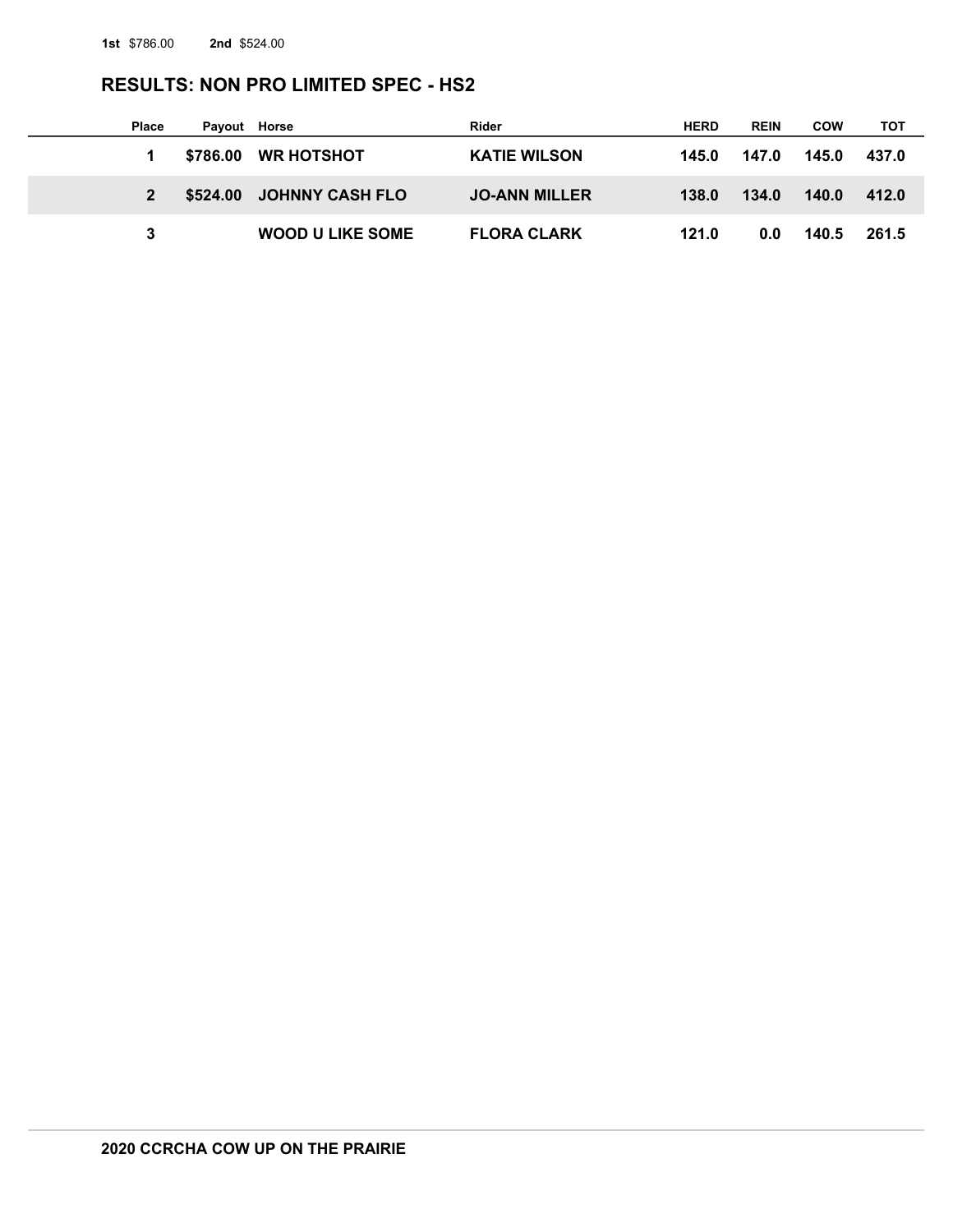**1st** $786.00 **2nd** $524.00

## RESULTS: NON PRO LIMITED SPEC - HS2

| Place | Payout | Horse | Rider | HERD | REIN | COW | TOT |
|---|---|---|---|---|---|---|---|
| 1 | $786.00 | WR HOTSHOT | KATIE WILSON | 145.0 | 147.0 | 145.0 | 437.0 |
| 2 | $524.00 | JOHNNY CASH FLO | JO-ANN MILLER | 138.0 | 134.0 | 140.0 | 412.0 |
| 3 | | WOOD U LIKE SOME | FLORA CLARK | 121.0 | 0.0 | 140.5 | 261.5 |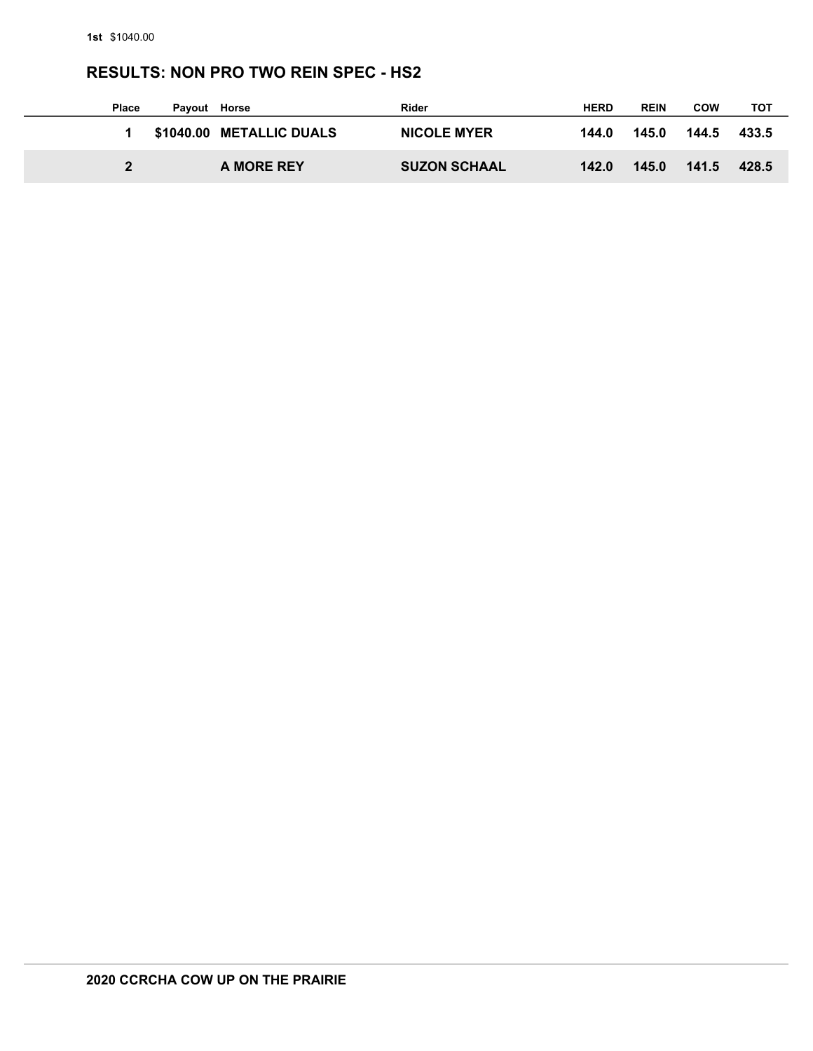**1st** $1040.00

## RESULTS: NON PRO TWO REIN SPEC - HS2

| Place | Payout | Horse | Rider | HERD | REIN | COW | TOT |
|---|---|---|---|---|---|---|---|
| 1 | $1040.00 | METALLIC DUALS | NICOLE MYER | 144.0 | 145.0 | 144.5 | 433.5 |
| 2 | | A MORE REY | SUZON SCHAAL | 142.0 | 145.0 | 141.5 | 428.5 |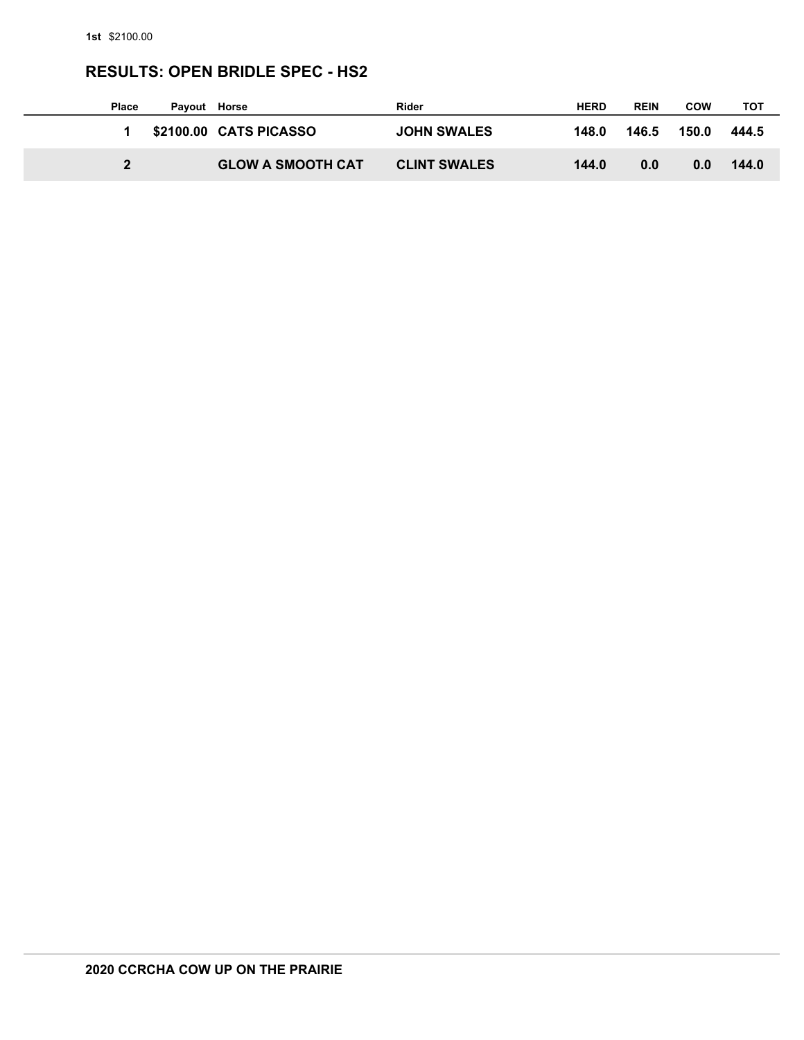**1st** $2100.00

## RESULTS: OPEN BRIDLE SPEC - HS2

| Place | Payout | Horse | Rider | HERD | REIN | COW | TOT |
|---|---|---|---|---|---|---|---|
| 1 | $2100.00 | CATS PICASSO | JOHN SWALES | 148.0 | 146.5 | 150.0 | 444.5 |
| 2 | | GLOW A SMOOTH CAT | CLINT SWALES | 144.0 | 0.0 | 0.0 | 144.0 |

**2020 CCRCHA COW UP ON THE PRAIRIE**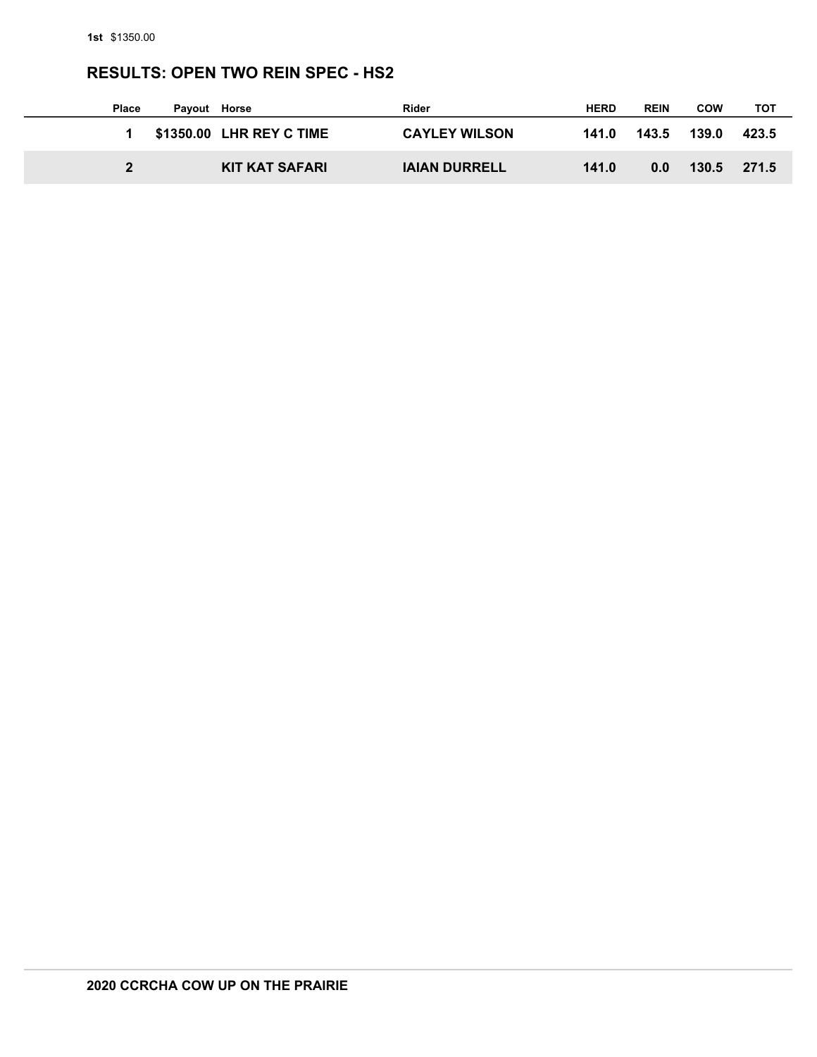**1st** $1350.00

## RESULTS: OPEN TWO REIN SPEC - HS2

| Place | Payout | Horse | Rider | HERD | REIN | COW | TOT |
|---|---|---|---|---|---|---|---|
| 1 | $1350.00 | LHR REY C TIME | CAYLEY WILSON | 141.0 | 143.5 | 139.0 | 423.5 |
| 2 | | KIT KAT SAFARI | IAIAN DURRELL | 141.0 | 0.0 | 130.5 | 271.5 |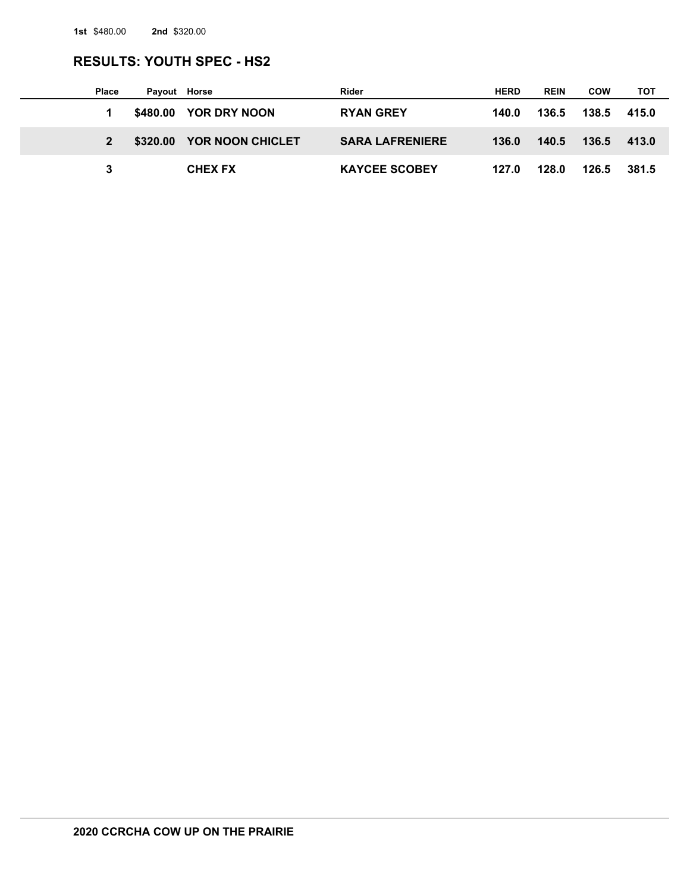**1st** $480.00 **2nd** $320.00

## RESULTS: YOUTH SPEC - HS2

| Place | Payout | Horse | Rider | HERD | REIN | COW | TOT |
|---|---|---|---|---|---|---|---|
| 1 | $480.00 | YOR DRY NOON | RYAN GREY | 140.0 | 136.5 | 138.5 | 415.0 |
| 2 | $320.00 | YOR NOON CHICLET | SARA LAFRENIERE | 136.0 | 140.5 | 136.5 | 413.0 |
| 3 | | CHEX FX | KAYCEE SCOBEY | 127.0 | 128.0 | 126.5 | 381.5 |